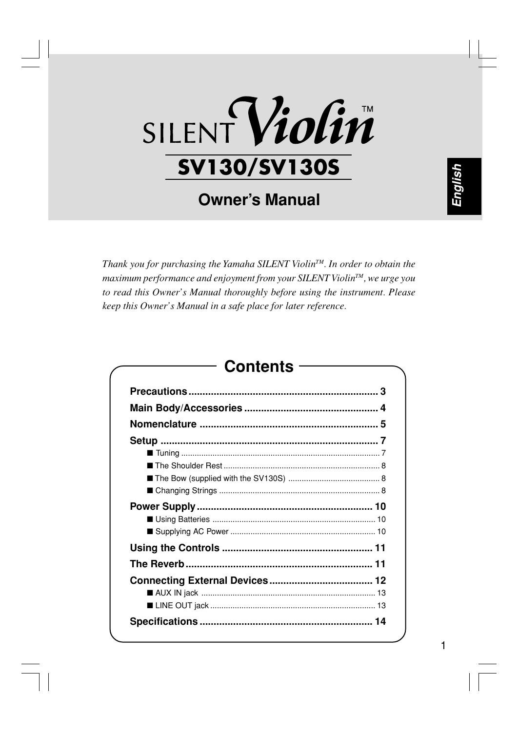# SILENT Violin™

## SV130/SV130S

## Owner's Manual

English

*Thank you for purchasing the Yamaha SILENT Violin™. In order to obtain the maximum performance and enjoyment from your SILENT Violin™, we urge you to read this Owner's Manual thoroughly before using the instrument. Please keep this Owner's Manual in a safe place for later reference.*

## Contents

**Precautions** .................................................................... 3
**Main Body/Accessories** ................................................ 4
**Nomenclature** ............................................................... 5
**Setup** ............................................................................. 7
- ■ Tuning ................................................................................ 7
- ■ The Shoulder Rest ........................................................... 8
- ■ The Bow (supplied with the SV130S) ............................ 8
- ■ Changing Strings ............................................................. 8

**Power Supply** .............................................................. 10
- ■ Using Batteries ............................................................... 10
- ■ Supplying AC Power ...................................................... 10

**Using the Controls** ...................................................... 11
**The Reverb** ................................................................... 11
**Connecting External Devices** ..................................... 12
- ■ AUX IN jack .................................................................... 13
- ■ LINE OUT jack ............................................................... 13

**Specifications** .............................................................. 14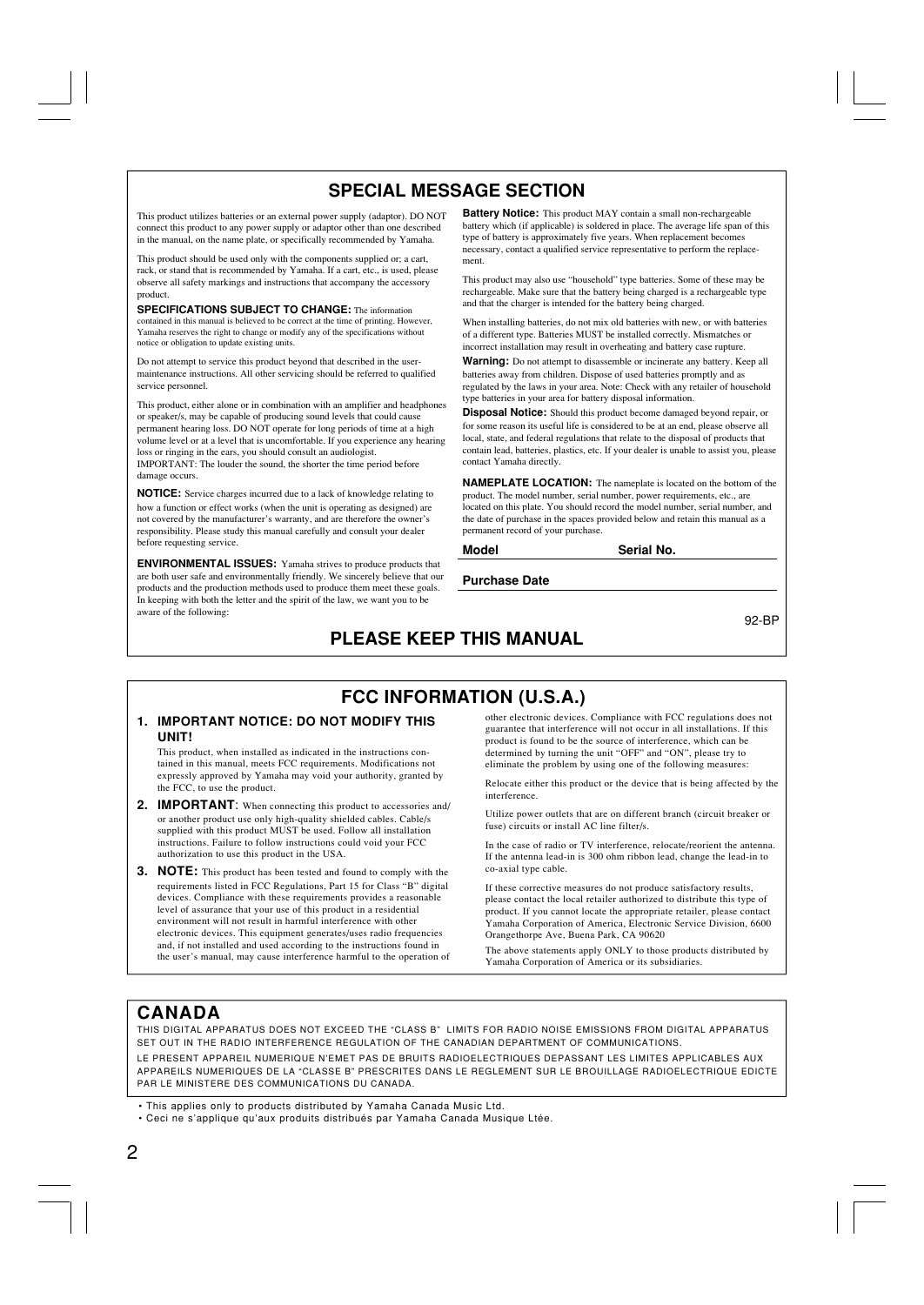## SPECIAL MESSAGE SECTION

This product utilizes batteries or an external power supply (adaptor). DO NOT connect this product to any power supply or adaptor other than one described in the manual, on the name plate, or specifically recommended by Yamaha.

This product should be used only with the components supplied or; a cart, rack, or stand that is recommended by Yamaha. If a cart, etc., is used, please observe all safety markings and instructions that accompany the accessory product.

**SPECIFICATIONS SUBJECT TO CHANGE:** The information contained in this manual is believed to be correct at the time of printing. However, Yamaha reserves the right to change or modify any of the specifications without notice or obligation to update existing units.

Do not attempt to service this product beyond that described in the user-maintenance instructions. All other servicing should be referred to qualified service personnel.

This product, either alone or in combination with an amplifier and headphones or speaker/s, may be capable of producing sound levels that could cause permanent hearing loss. DO NOT operate for long periods of time at a high volume level or at a level that is uncomfortable. If you experience any hearing loss or ringing in the ears, you should consult an audiologist.
IMPORTANT: The louder the sound, the shorter the time period before damage occurs.

**NOTICE:** Service charges incurred due to a lack of knowledge relating to how a function or effect works (when the unit is operating as designed) are not covered by the manufacturer's warranty, and are therefore the owner's responsibility. Please study this manual carefully and consult your dealer before requesting service.

**ENVIRONMENTAL ISSUES:** Yamaha strives to produce products that are both user safe and environmentally friendly. We sincerely believe that our products and the production methods used to produce them meet these goals. In keeping with both the letter and the spirit of the law, we want you to be aware of the following:

**Battery Notice:** This product MAY contain a small non-rechargeable battery which (if applicable) is soldered in place. The average life span of this type of battery is approximately five years. When replacement becomes necessary, contact a qualified service representative to perform the replacement.

This product may also use "household" type batteries. Some of these may be rechargeable. Make sure that the battery being charged is a rechargeable type and that the charger is intended for the battery being charged.

When installing batteries, do not mix old batteries with new, or with batteries of a different type. Batteries MUST be installed correctly. Mismatches or incorrect installation may result in overheating and battery case rupture.

**Warning:** Do not attempt to disassemble or incinerate any battery. Keep all batteries away from children. Dispose of used batteries promptly and as regulated by the laws in your area. Note: Check with any retailer of household type batteries in your area for battery disposal information.

**Disposal Notice:** Should this product become damaged beyond repair, or for some reason its useful life is considered to be at an end, please observe all local, state, and federal regulations that relate to the disposal of products that contain lead, batteries, plastics, etc. If your dealer is unable to assist you, please contact Yamaha directly.

**NAMEPLATE LOCATION:** The nameplate is located on the bottom of the product. The model number, serial number, power requirements, etc., are located on this plate. You should record the model number, serial number, and the date of purchase in the spaces provided below and retain this manual as a permanent record of your purchase.

**Model** **Serial No.**

**Purchase Date**

92-BP

## PLEASE KEEP THIS MANUAL

## FCC INFORMATION (U.S.A.)

1. **IMPORTANT NOTICE: DO NOT MODIFY THIS UNIT!**
   This product, when installed as indicated in the instructions contained in this manual, meets FCC requirements. Modifications not expressly approved by Yamaha may void your authority, granted by the FCC, to use the product.
2. **IMPORTANT**: When connecting this product to accessories and/or another product use only high-quality shielded cables. Cable/s supplied with this product MUST be used. Follow all installation instructions. Failure to follow instructions could void your FCC authorization to use this product in the USA.
3. **NOTE:** This product has been tested and found to comply with the requirements listed in FCC Regulations, Part 15 for Class "B" digital devices. Compliance with these requirements provides a reasonable level of assurance that your use of this product in a residential environment will not result in harmful interference with other electronic devices. This equipment generates/uses radio frequencies and, if not installed and used according to the instructions found in the user's manual, may cause interference harmful to the operation of other electronic devices. Compliance with FCC regulations does not guarantee that interference will not occur in all installations. If this product is found to be the source of interference, which can be determined by turning the unit "OFF" and "ON", please try to eliminate the problem by using one of the following measures:

   Relocate either this product or the device that is being affected by the interference.

   Utilize power outlets that are on different branch (circuit breaker or fuse) circuits or install AC line filter/s.

   In the case of radio or TV interference, relocate/reorient the antenna. If the antenna lead-in is 300 ohm ribbon lead, change the lead-in to co-axial type cable.

   If these corrective measures do not produce satisfactory results, please contact the local retailer authorized to distribute this type of product. If you cannot locate the appropriate retailer, please contact Yamaha Corporation of America, Electronic Service Division, 6600 Orangethorpe Ave, Buena Park, CA 90620

   The above statements apply ONLY to those products distributed by Yamaha Corporation of America or its subsidiaries.

## CANADA

THIS DIGITAL APPARATUS DOES NOT EXCEED THE "CLASS B" LIMITS FOR RADIO NOISE EMISSIONS FROM DIGITAL APPARATUS SET OUT IN THE RADIO INTERFERENCE REGULATION OF THE CANADIAN DEPARTMENT OF COMMUNICATIONS.

LE PRESENT APPAREIL NUMERIQUE N'EMET PAS DE BRUITS RADIOELECTRIQUES DEPASSANT LES LIMITES APPLICABLES AUX APPAREILS NUMERIQUES DE LA "CLASSE B" PRESCRITES DANS LE REGLEMENT SUR LE BROUILLAGE RADIOELECTRIQUE EDICTE PAR LE MINISTERE DES COMMUNICATIONS DU CANADA.

- This applies only to products distributed by Yamaha Canada Music Ltd.
- Ceci ne s'applique qu'aux produits distribués par Yamaha Canada Musique Ltée.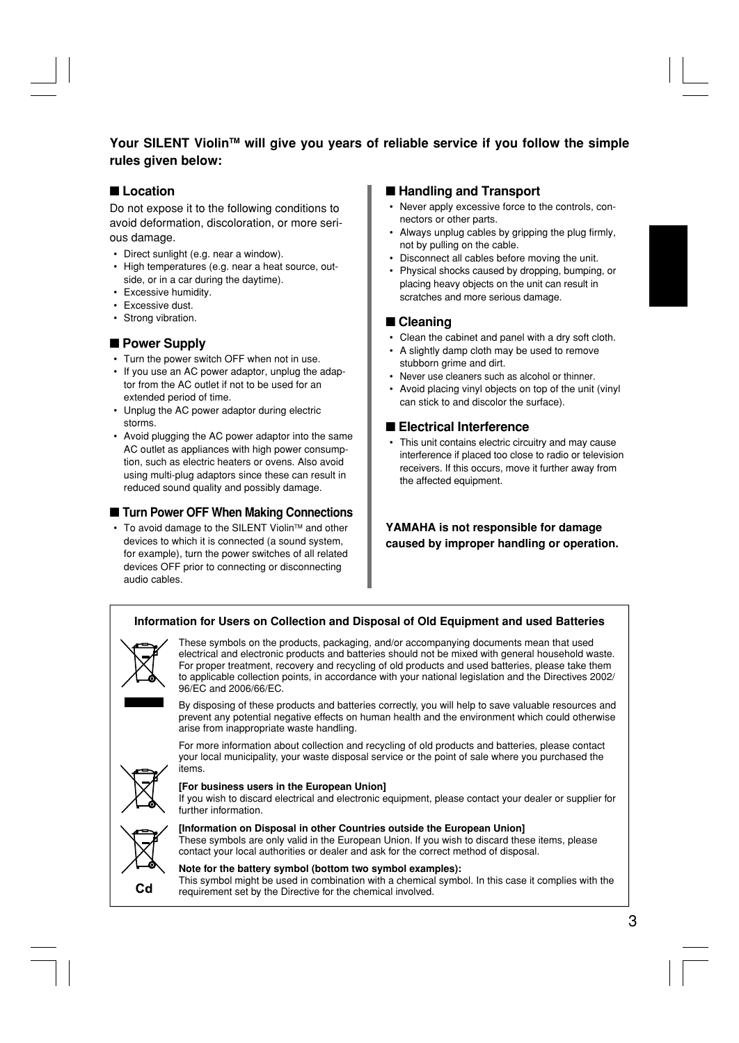**Your SILENT Violin™ will give you years of reliable service if you follow the simple rules given below:**

## ■ Location

Do not expose it to the following conditions to avoid deformation, discoloration, or more serious damage.

- Direct sunlight (e.g. near a window).
- High temperatures (e.g. near a heat source, outside, or in a car during the daytime).
- Excessive humidity.
- Excessive dust.
- Strong vibration.

## ■ Power Supply

- Turn the power switch OFF when not in use.
- If you use an AC power adaptor, unplug the adaptor from the AC outlet if not to be used for an extended period of time.
- Unplug the AC power adaptor during electric storms.
- Avoid plugging the AC power adaptor into the same AC outlet as appliances with high power consumption, such as electric heaters or ovens. Also avoid using multi-plug adaptors since these can result in reduced sound quality and possibly damage.

## ■ Turn Power OFF When Making Connections

- To avoid damage to the SILENT Violin™ and other devices to which it is connected (a sound system, for example), turn the power switches of all related devices OFF prior to connecting or disconnecting audio cables.

## ■ Handling and Transport

- Never apply excessive force to the controls, connectors or other parts.
- Always unplug cables by gripping the plug firmly, not by pulling on the cable.
- Disconnect all cables before moving the unit.
- Physical shocks caused by dropping, bumping, or placing heavy objects on the unit can result in scratches and more serious damage.

## ■ Cleaning

- Clean the cabinet and panel with a dry soft cloth.
- A slightly damp cloth may be used to remove stubborn grime and dirt.
- Never use cleaners such as alcohol or thinner.
- Avoid placing vinyl objects on top of the unit (vinyl can stick to and discolor the surface).

## ■ Electrical Interference

- This unit contains electric circuitry and may cause interference if placed too close to radio or television receivers. If this occurs, move it further away from the affected equipment.

**YAMAHA is not responsible for damage caused by improper handling or operation.**

### Information for Users on Collection and Disposal of Old Equipment and used Batteries

These symbols on the products, packaging, and/or accompanying documents mean that used electrical and electronic products and batteries should not be mixed with general household waste. For proper treatment, recovery and recycling of old products and used batteries, please take them to applicable collection points, in accordance with your national legislation and the Directives 2002/96/EC and 2006/66/EC.

By disposing of these products and batteries correctly, you will help to save valuable resources and prevent any potential negative effects on human health and the environment which could otherwise arise from inappropriate waste handling.

For more information about collection and recycling of old products and batteries, please contact your local municipality, your waste disposal service or the point of sale where you purchased the items.

**[For business users in the European Union]**
If you wish to discard electrical and electronic equipment, please contact your dealer or supplier for further information.

**[Information on Disposal in other Countries outside the European Union]**
These symbols are only valid in the European Union. If you wish to discard these items, please contact your local authorities or dealer and ask for the correct method of disposal.

**Note for the battery symbol (bottom two symbol examples):**
This symbol might be used in combination with a chemical symbol. In this case it complies with the requirement set by the Directive for the chemical involved.

Cd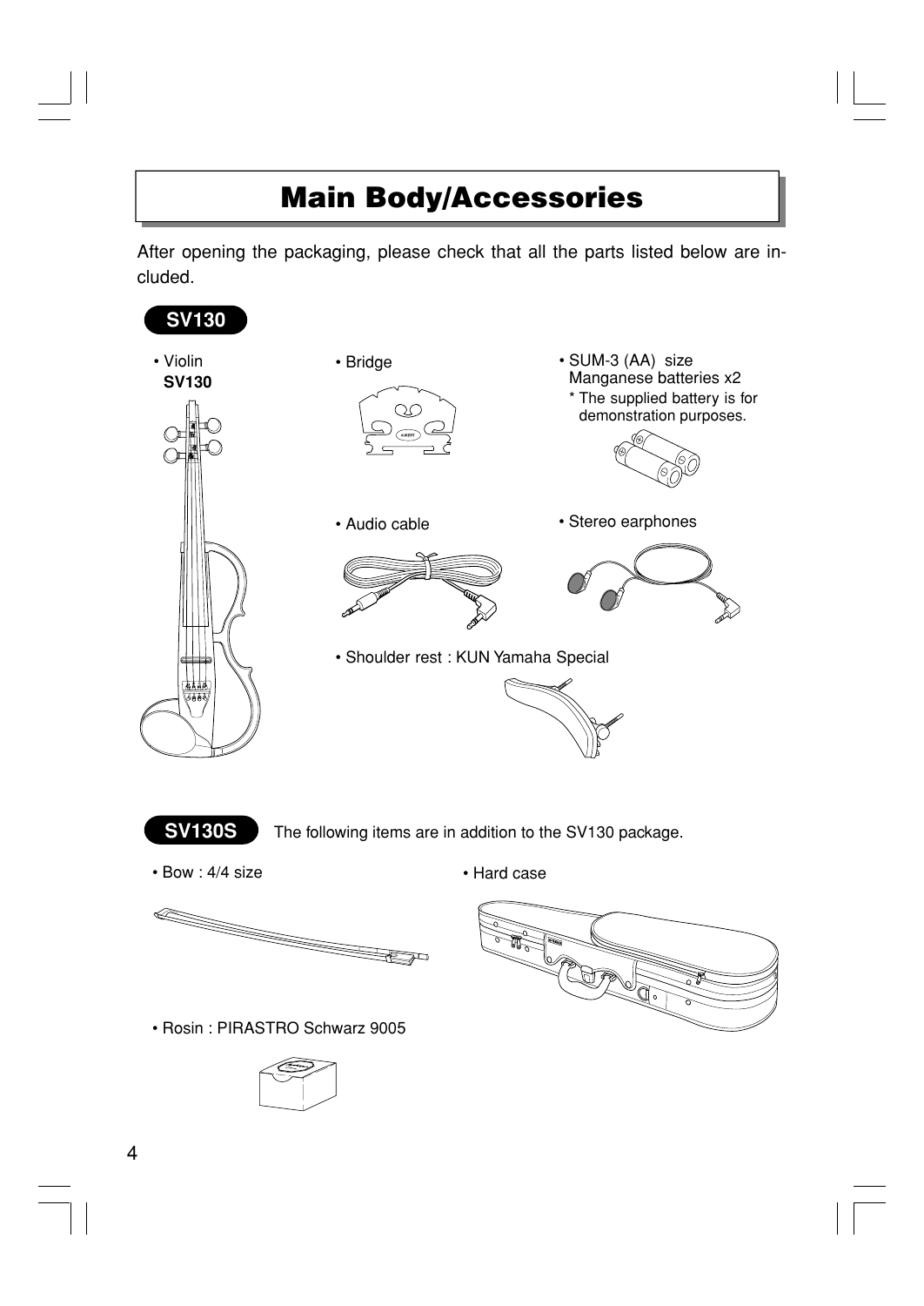# Main Body/Accessories

After opening the packaging, please check that all the parts listed below are included.

## SV130

- Violin **SV130**
- Bridge
- SUM-3 (AA) size Manganese batteries x2
  - * The supplied battery is for demonstration purposes.
- Audio cable
- Stereo earphones
- Shoulder rest : KUN Yamaha Special

## SV130S

The following items are in addition to the SV130 package.

- Bow : 4/4 size
- Hard case
- Rosin : PIRASTRO Schwarz 9005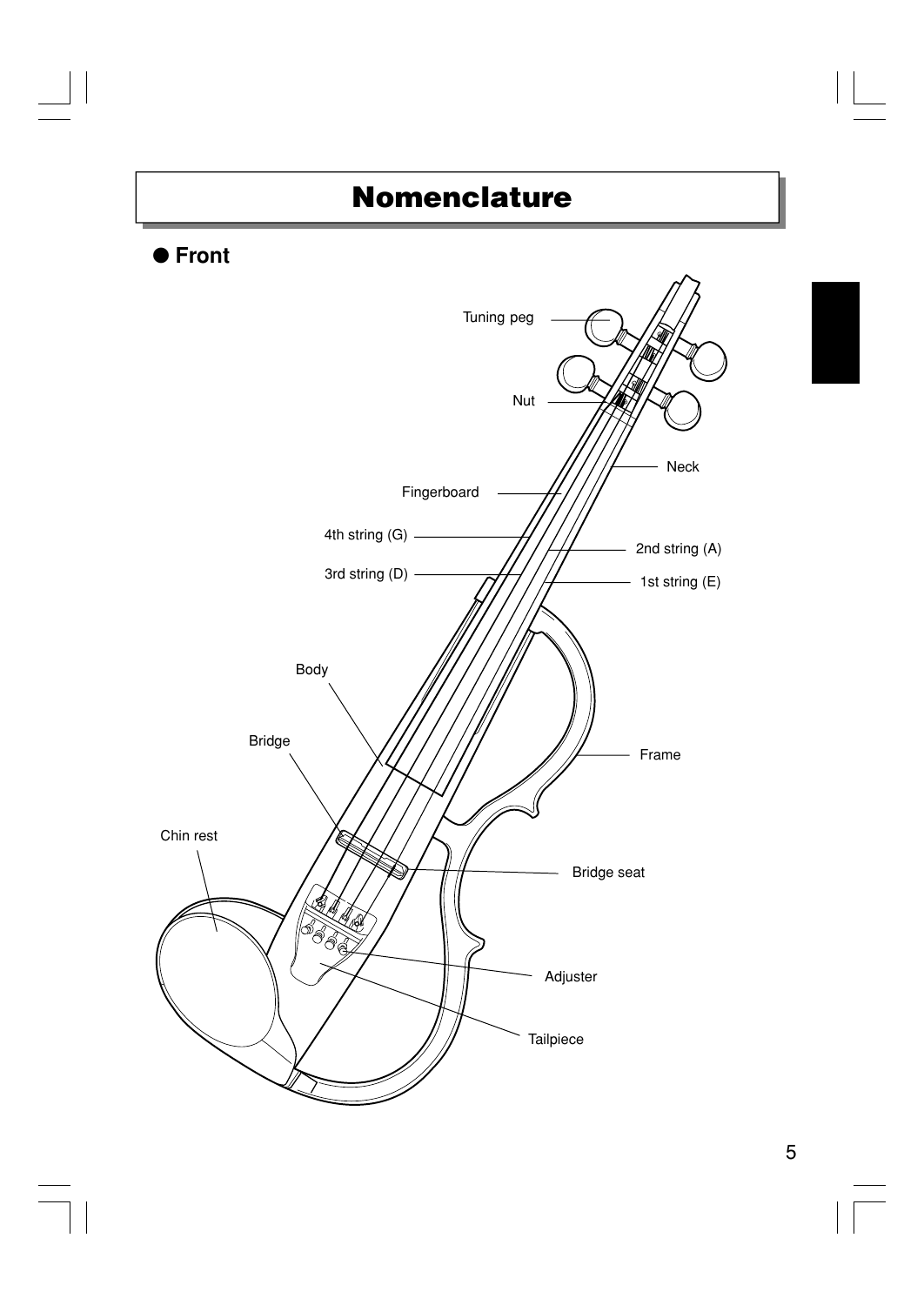# Nomenclature

## ● Front

Tuning peg

Nut

Neck

Fingerboard

4th string (G)

2nd string (A)

3rd string (D)

1st string (E)

Body

Bridge

Frame

Chin rest

Bridge seat

Adjuster

Tailpiece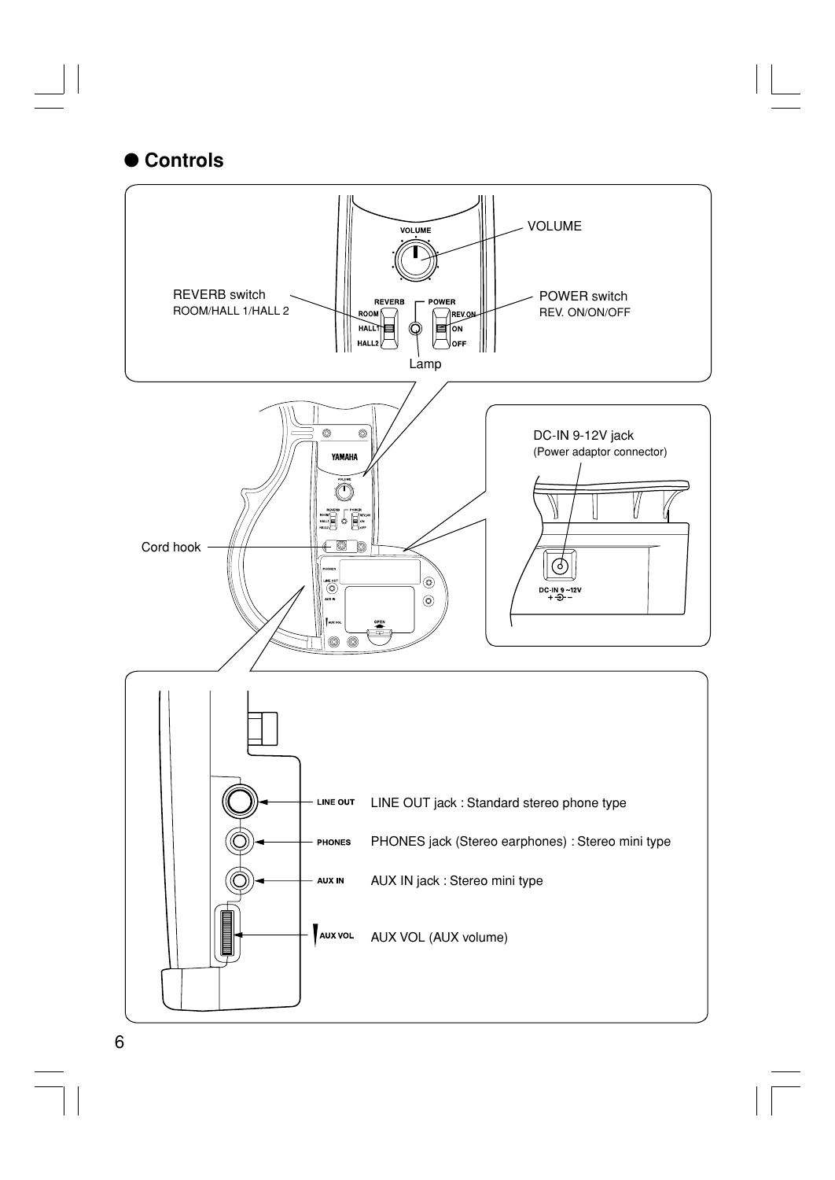## ● Controls

VOLUME

REVERB switch
ROOM/HALL 1/HALL 2

POWER switch
REV. ON/ON/OFF

Lamp

DC-IN 9-12V jack
(Power adaptor connector)

Cord hook

LINE OUT jack : Standard stereo phone type

PHONES jack (Stereo earphones) : Stereo mini type

AUX IN jack : Stereo mini type

AUX VOL (AUX volume)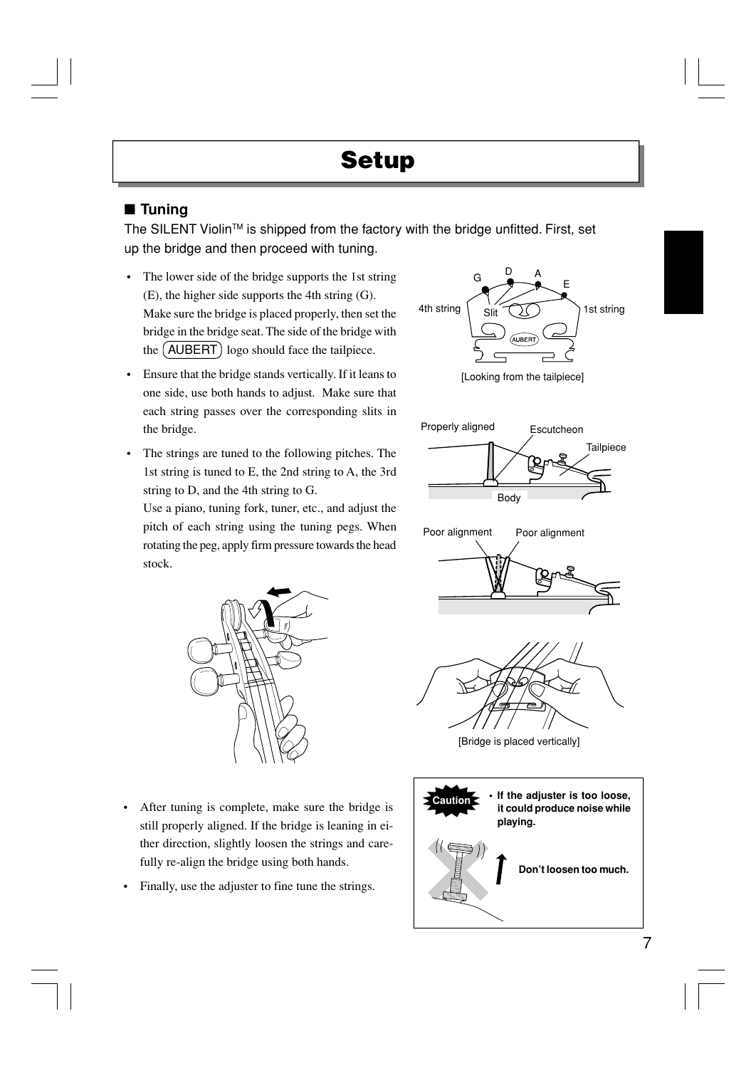# Setup

## ■ Tuning

The SILENT Violin™ is shipped from the factory with the bridge unfitted. First, set up the bridge and then proceed with tuning.

- The lower side of the bridge supports the 1st string (E), the higher side supports the 4th string (G). Make sure the bridge is placed properly, then set the bridge in the bridge seat. The side of the bridge with the AUBERT logo should face the tailpiece.
- Ensure that the bridge stands vertically. If it leans to one side, use both hands to adjust. Make sure that each string passes over the corresponding slits in the bridge.
- The strings are tuned to the following pitches. The 1st string is tuned to E, the 2nd string to A, the 3rd string to D, and the 4th string to G.
  Use a piano, tuning fork, tuner, etc., and adjust the pitch of each string using the tuning pegs. When rotating the peg, apply firm pressure towards the head stock.

G D A E
4th string Slit 1st string

[Looking from the tailpiece]

Properly aligned Escutcheon Tailpiece Body

Poor alignment Poor alignment

[Bridge is placed vertically]

- After tuning is complete, make sure the bridge is still properly aligned. If the bridge is leaning in either direction, slightly loosen the strings and carefully re-align the bridge using both hands.
- Finally, use the adjuster to fine tune the strings.

**Caution**

- **If the adjuster is too loose, it could produce noise while playing.**

**Don't loosen too much.**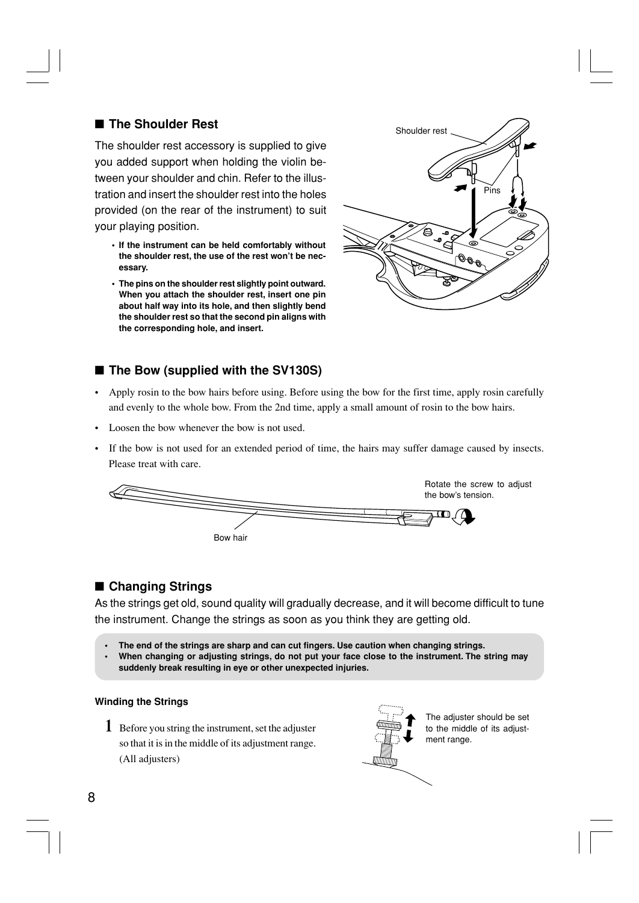## ■ The Shoulder Rest

The shoulder rest accessory is supplied to give you added support when holding the violin between your shoulder and chin. Refer to the illustration and insert the shoulder rest into the holes provided (on the rear of the instrument) to suit your playing position.

- **If the instrument can be held comfortably without the shoulder rest, the use of the rest won't be necessary.**
- **The pins on the shoulder rest slightly point outward. When you attach the shoulder rest, insert one pin about half way into its hole, and then slightly bend the shoulder rest so that the second pin aligns with the corresponding hole, and insert.**

Shoulder rest

Pins

## ■ The Bow (supplied with the SV130S)

- Apply rosin to the bow hairs before using. Before using the bow for the first time, apply rosin carefully and evenly to the whole bow. From the 2nd time, apply a small amount of rosin to the bow hairs.
- Loosen the bow whenever the bow is not used.
- If the bow is not used for an extended period of time, the hairs may suffer damage caused by insects. Please treat with care.

Rotate the screw to adjust the bow's tension.

Bow hair

## ■ Changing Strings

As the strings get old, sound quality will gradually decrease, and it will become difficult to tune the instrument. Change the strings as soon as you think they are getting old.

- **The end of the strings are sharp and can cut fingers. Use caution when changing strings.**
- **When changing or adjusting strings, do not put your face close to the instrument. The string may suddenly break resulting in eye or other unexpected injuries.**

#### Winding the Strings

**1** Before you string the instrument, set the adjuster so that it is in the middle of its adjustment range. (All adjusters)

The adjuster should be set to the middle of its adjustment range.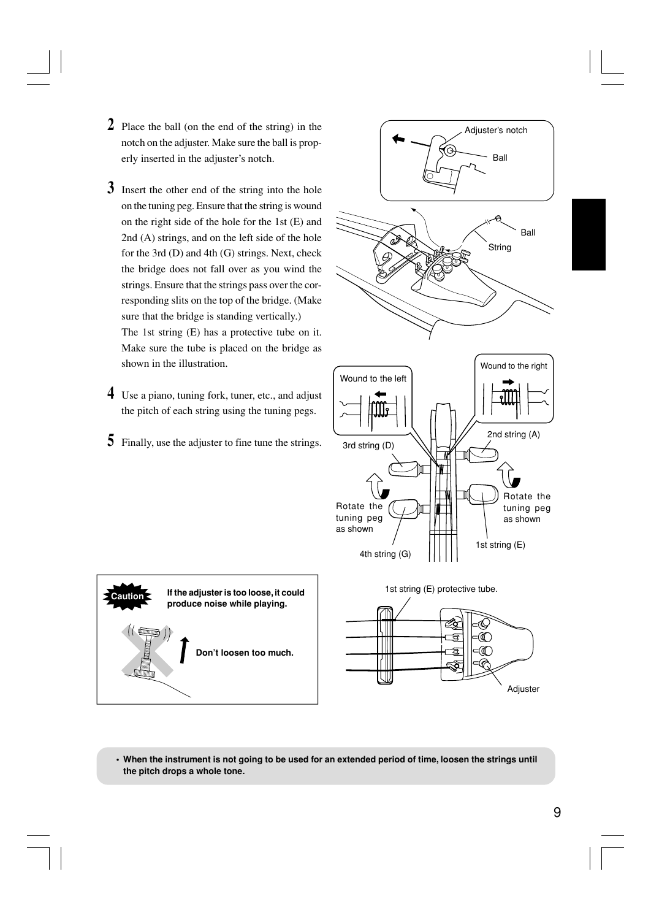2 Place the ball (on the end of the string) in the notch on the adjuster. Make sure the ball is properly inserted in the adjuster's notch.

3 Insert the other end of the string into the hole on the tuning peg. Ensure that the string is wound on the right side of the hole for the 1st (E) and 2nd (A) strings, and on the left side of the hole for the 3rd (D) and 4th (G) strings. Next, check the bridge does not fall over as you wind the strings. Ensure that the strings pass over the corresponding slits on the top of the bridge. (Make sure that the bridge is standing vertically.)
The 1st string (E) has a protective tube on it. Make sure the tube is placed on the bridge as shown in the illustration.

4 Use a piano, tuning fork, tuner, etc., and adjust the pitch of each string using the tuning pegs.

5 Finally, use the adjuster to fine tune the strings.

Adjuster's notch

Ball

Ball

String

Wound to the left

Wound to the right

3rd string (D)

2nd string (A)

Rotate the tuning peg as shown

Rotate the tuning peg as shown

4th string (G)

1st string (E)

**Caution** **If the adjuster is too loose, it could produce noise while playing.**

**Don't loosen too much.**

1st string (E) protective tube.

Adjuster

- **When the instrument is not going to be used for an extended period of time, loosen the strings until the pitch drops a whole tone.**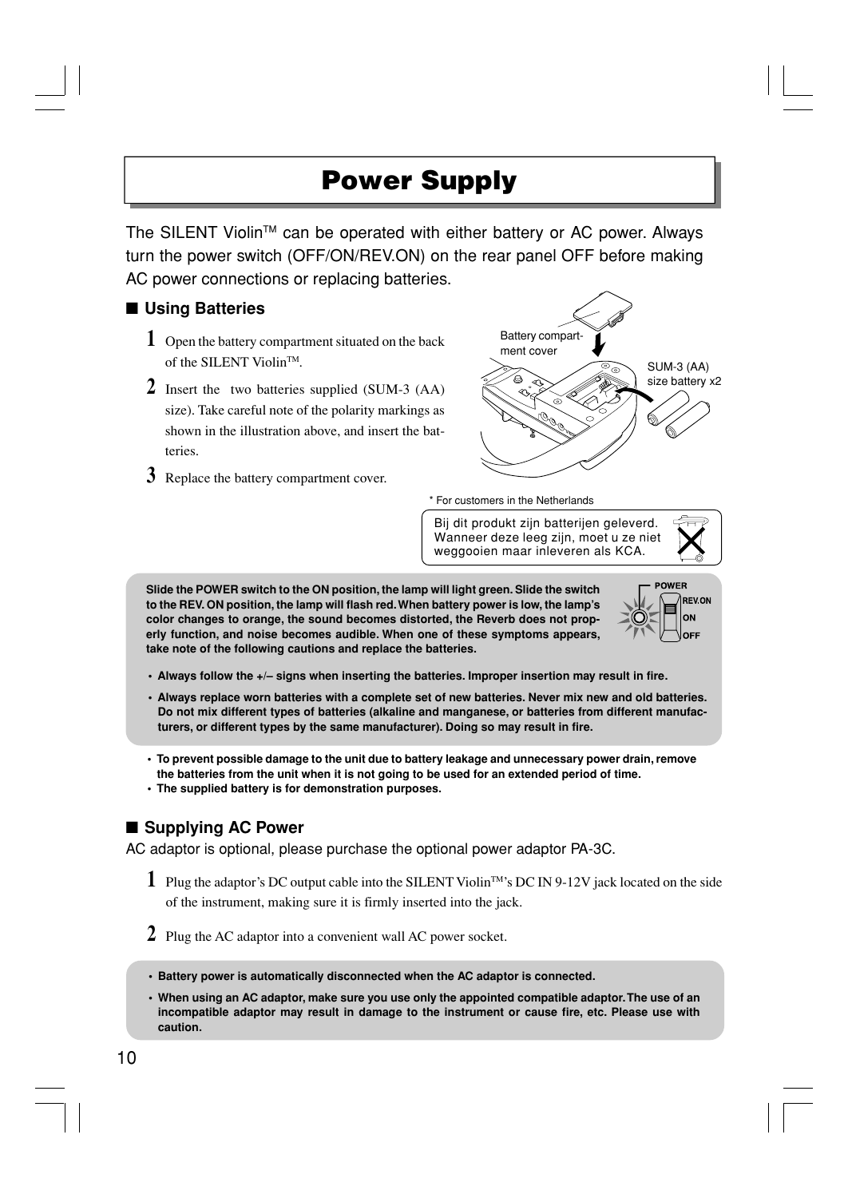# Power Supply

The SILENT Violin™ can be operated with either battery or AC power. Always turn the power switch (OFF/ON/REV.ON) on the rear panel OFF before making AC power connections or replacing batteries.

## ■ Using Batteries

1. Open the battery compartment situated on the back of the SILENT Violin™.
2. Insert the two batteries supplied (SUM-3 (AA) size). Take careful note of the polarity markings as shown in the illustration above, and insert the batteries.
3. Replace the battery compartment cover.

Battery compartment cover

SUM-3 (AA) size battery x2

* For customers in the Netherlands

Bij dit produkt zijn batterijen geleverd. Wanneer deze leeg zijn, moet u ze niet weggooien maar inleveren als KCA.

**Slide the POWER switch to the ON position, the lamp will light green. Slide the switch to the REV. ON position, the lamp will flash red. When battery power is low, the lamp's color changes to orange, the sound becomes distorted, the Reverb does not properly function, and noise becomes audible. When one of these symptoms appears, take note of the following cautions and replace the batteries.**

POWER: REV.ON / ON / OFF

- **Always follow the +/– signs when inserting the batteries. Improper insertion may result in fire.**
- **Always replace worn batteries with a complete set of new batteries. Never mix new and old batteries. Do not mix different types of batteries (alkaline and manganese, or batteries from different manufacturers, or different types by the same manufacturer). Doing so may result in fire.**

- **To prevent possible damage to the unit due to battery leakage and unnecessary power drain, remove the batteries from the unit when it is not going to be used for an extended period of time.**
- **The supplied battery is for demonstration purposes.**

## ■ Supplying AC Power

AC adaptor is optional, please purchase the optional power adaptor PA-3C.

1. Plug the adaptor's DC output cable into the SILENT Violin™'s DC IN 9-12V jack located on the side of the instrument, making sure it is firmly inserted into the jack.
2. Plug the AC adaptor into a convenient wall AC power socket.

- **Battery power is automatically disconnected when the AC adaptor is connected.**
- **When using an AC adaptor, make sure you use only the appointed compatible adaptor. The use of an incompatible adaptor may result in damage to the instrument or cause fire, etc. Please use with caution.**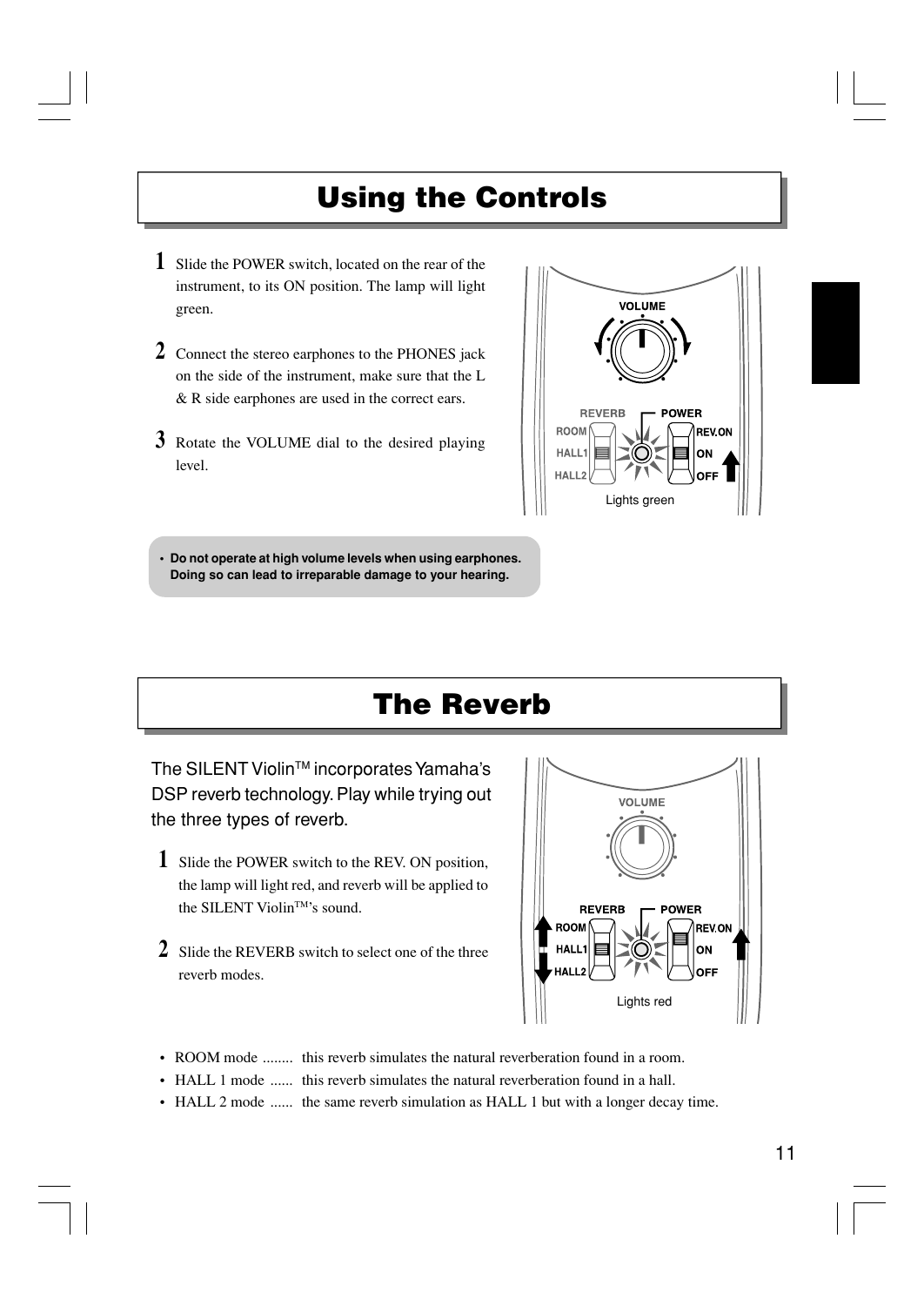# Using the Controls

**1** Slide the POWER switch, located on the rear of the instrument, to its ON position. The lamp will light green.

**2** Connect the stereo earphones to the PHONES jack on the side of the instrument, make sure that the L & R side earphones are used in the correct ears.

**3** Rotate the VOLUME dial to the desired playing level.

VOLUME

REVERB POWER
ROOM REV.ON
HALL1 ON
HALL2 OFF

Lights green

- **Do not operate at high volume levels when using earphones. Doing so can lead to irreparable damage to your hearing.**

# The Reverb

The SILENT Violin™ incorporates Yamaha's DSP reverb technology. Play while trying out the three types of reverb.

**1** Slide the POWER switch to the REV. ON position, the lamp will light red, and reverb will be applied to the SILENT Violin™'s sound.

**2** Slide the REVERB switch to select one of the three reverb modes.

VOLUME

REVERB POWER
ROOM REV.ON
HALL1 ON
HALL2 OFF

Lights red

- ROOM mode ........ this reverb simulates the natural reverberation found in a room.
- HALL 1 mode ...... this reverb simulates the natural reverberation found in a hall.
- HALL 2 mode ...... the same reverb simulation as HALL 1 but with a longer decay time.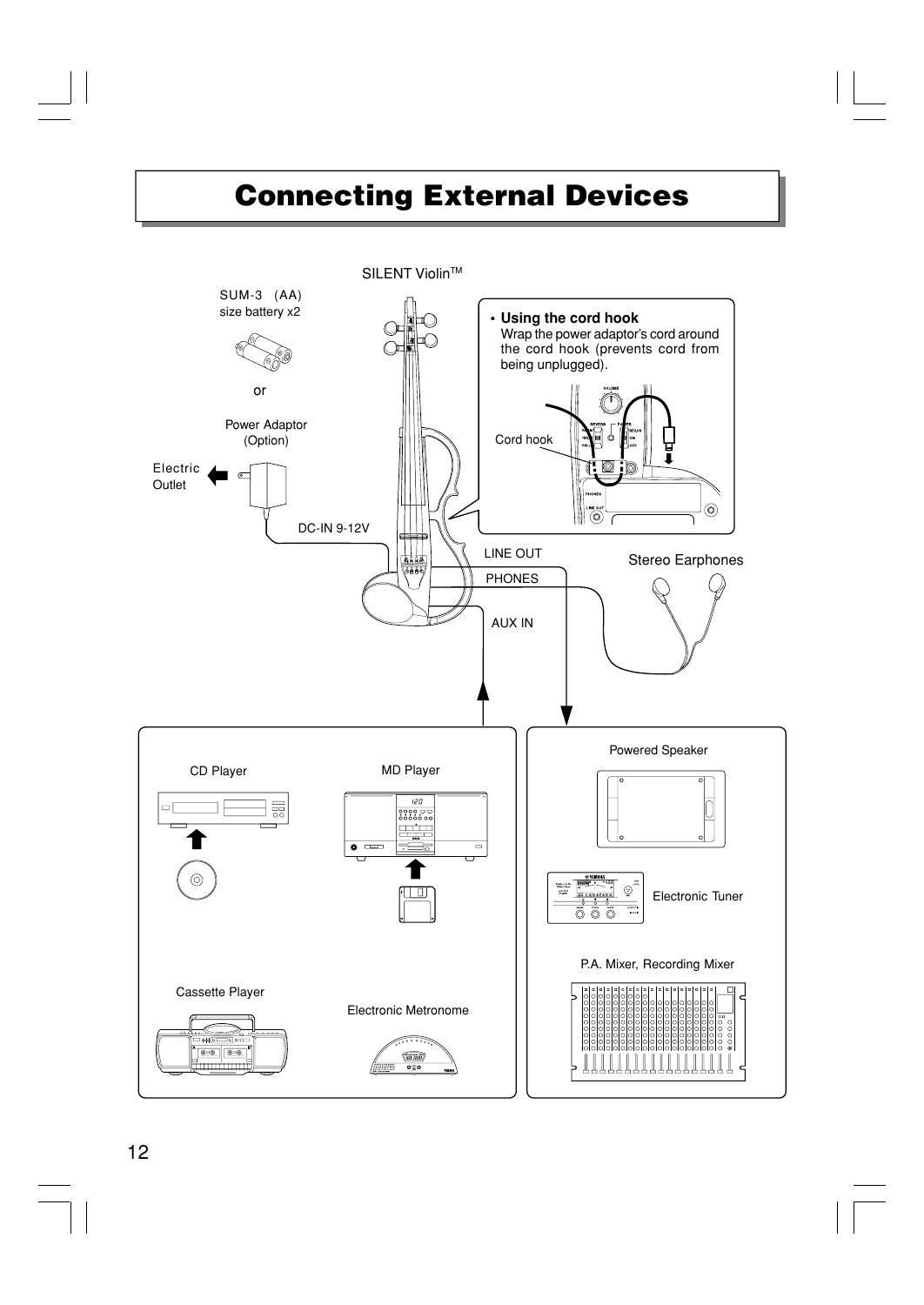# Connecting External Devices

SILENT Violin™

SUM-3 (AA) size battery x2

or

Power Adaptor (Option)

Electric Outlet

DC-IN 9-12V

- **Using the cord hook**
  Wrap the power adaptor's cord around the cord hook (prevents cord from being unplugged).

Cord hook

LINE OUT

PHONES

AUX IN

Stereo Earphones

CD Player

MD Player

Cassette Player

Electronic Metronome

Powered Speaker

Electronic Tuner

P.A. Mixer, Recording Mixer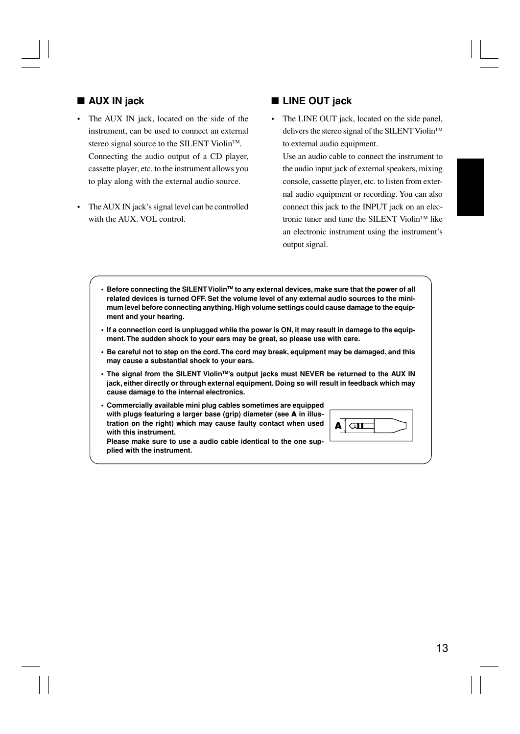## ■ AUX IN jack

- The AUX IN jack, located on the side of the instrument, can be used to connect an external stereo signal source to the SILENT Violin™. Connecting the audio output of a CD player, cassette player, etc. to the instrument allows you to play along with the external audio source.
- The AUX IN jack's signal level can be controlled with the AUX. VOL control.

## ■ LINE OUT jack

- The LINE OUT jack, located on the side panel, delivers the stereo signal of the SILENT Violin™ to external audio equipment.
  Use an audio cable to connect the instrument to the audio input jack of external speakers, mixing console, cassette player, etc. to listen from external audio equipment or recording. You can also connect this jack to the INPUT jack on an electronic tuner and tune the SILENT Violin™ like an electronic instrument using the instrument's output signal.

- **Before connecting the SILENT Violin™ to any external devices, make sure that the power of all related devices is turned OFF. Set the volume level of any external audio sources to the minimum level before connecting anything. High volume settings could cause damage to the equipment and your hearing.**
- **If a connection cord is unplugged while the power is ON, it may result in damage to the equipment. The sudden shock to your ears may be great, so please use with care.**
- **Be careful not to step on the cord. The cord may break, equipment may be damaged, and this may cause a substantial shock to your ears.**
- **The signal from the SILENT Violin™'s output jacks must NEVER be returned to the AUX IN jack, either directly or through external equipment. Doing so will result in feedback which may cause damage to the internal electronics.**
- **Commercially available mini plug cables sometimes are equipped with plugs featuring a larger base (grip) diameter (see A in illustration on the right) which may cause faulty contact when used with this instrument.**
  **Please make sure to use a audio cable identical to the one supplied with the instrument.**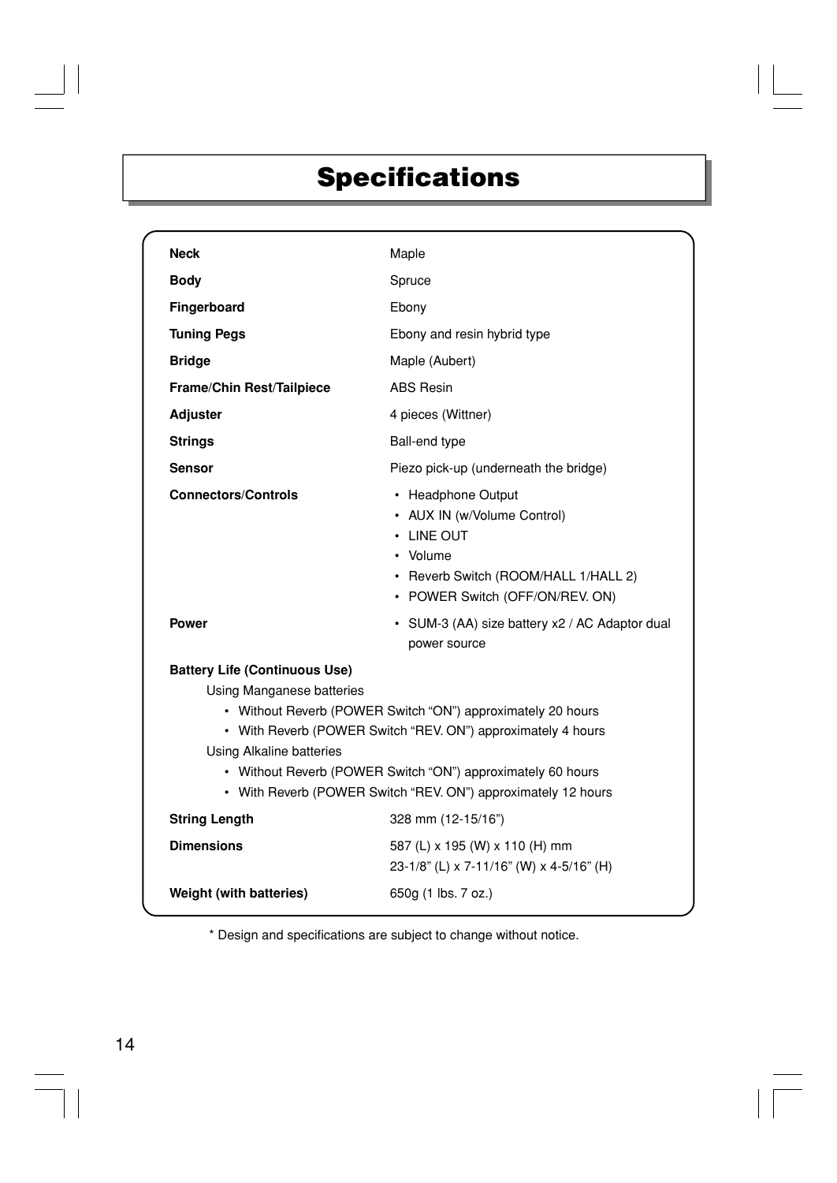# Specifications

| | |
|---|---|
| **Neck** | Maple |
| **Body** | Spruce |
| **Fingerboard** | Ebony |
| **Tuning Pegs** | Ebony and resin hybrid type |
| **Bridge** | Maple (Aubert) |
| **Frame/Chin Rest/Tailpiece** | ABS Resin |
| **Adjuster** | 4 pieces (Wittner) |
| **Strings** | Ball-end type |
| **Sensor** | Piezo pick-up (underneath the bridge) |
| **Connectors/Controls** | • Headphone Output<br>• AUX IN (w/Volume Control)<br>• LINE OUT<br>• Volume<br>• Reverb Switch (ROOM/HALL 1/HALL 2)<br>• POWER Switch (OFF/ON/REV. ON) |
| **Power** | • SUM-3 (AA) size battery x2 / AC Adaptor dual power source |

**Battery Life (Continuous Use)**

Using Manganese batteries

- Without Reverb (POWER Switch “ON”) approximately 20 hours
- With Reverb (POWER Switch “REV. ON”) approximately 4 hours

Using Alkaline batteries

- Without Reverb (POWER Switch “ON”) approximately 60 hours
- With Reverb (POWER Switch “REV. ON”) approximately 12 hours

| | |
|---|---|
| **String Length** | 328 mm (12-15/16”) |
| **Dimensions** | 587 (L) x 195 (W) x 110 (H) mm<br>23-1/8” (L) x 7-11/16” (W) x 4-5/16” (H) |
| **Weight (with batteries)** | 650g (1 lbs. 7 oz.) |

* Design and specifications are subject to change without notice.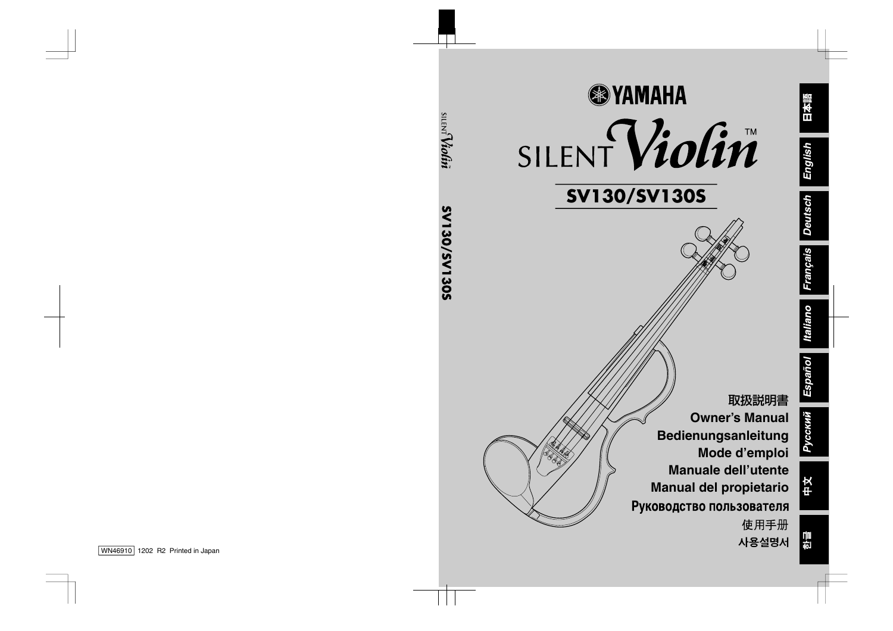YAMAHA

SILENT Violin™

SV130/SV130S

取扱説明書
Owner's Manual
Bedienungsanleitung
Mode d'emploi
Manuale dell'utente
Manual del propietario
Руководство пользователя
使用手册
사용설명서

日本語 | English | Deutsch | Français | Italiano | Español | Русский | 中文 | 한글

SILENT Violin™ SV130/SV130S

WN46910 1202 R2 Printed in Japan